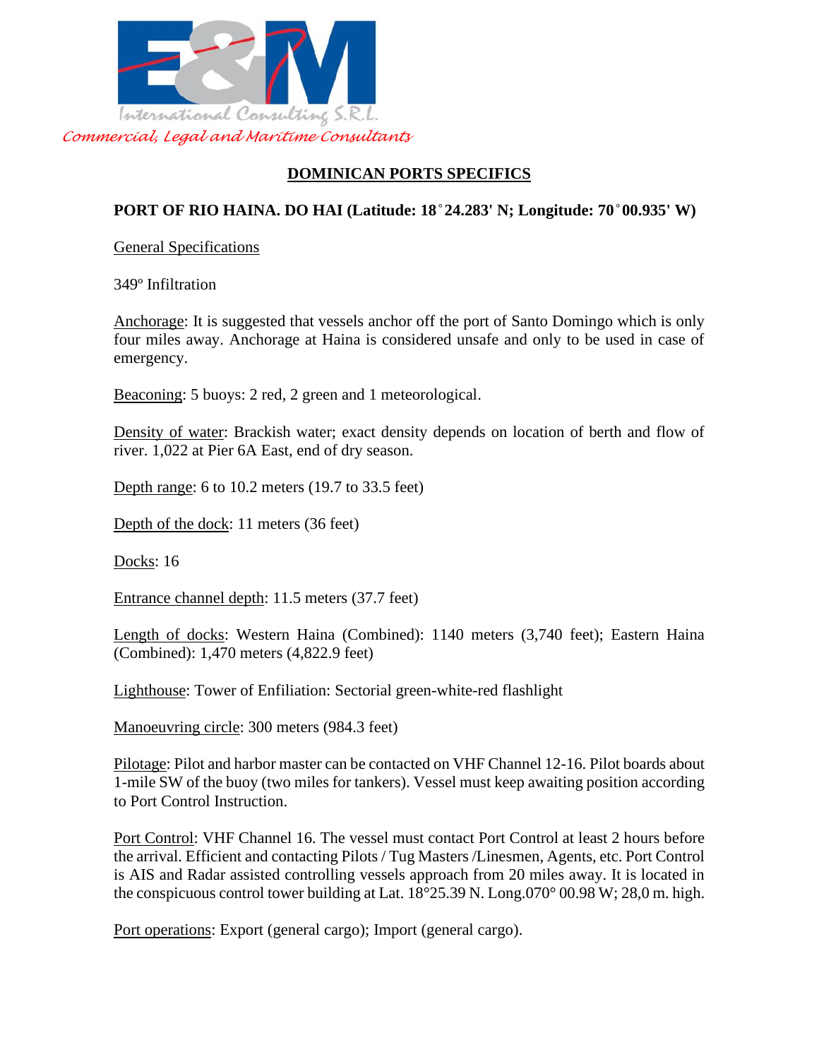International Consulting S.R.L.

*Commercial, Legal and Maritime Consultants*

# DOMINICAN PORTS SPECIFICS

## PORT OF RIO HAINA. DO HAI (Latitude: 18˚24.283' N; Longitude: 70˚00.935' W)

General Specifications

349º Infiltration

Anchorage: It is suggested that vessels anchor off the port of Santo Domingo which is only four miles away. Anchorage at Haina is considered unsafe and only to be used in case of emergency.

Beaconing: 5 buoys: 2 red, 2 green and 1 meteorological.

Density of water: Brackish water; exact density depends on location of berth and flow of river. 1,022 at Pier 6A East, end of dry season.

Depth range: 6 to 10.2 meters (19.7 to 33.5 feet)

Depth of the dock: 11 meters (36 feet)

Docks: 16

Entrance channel depth: 11.5 meters (37.7 feet)

Length of docks: Western Haina (Combined): 1140 meters (3,740 feet); Eastern Haina (Combined): 1,470 meters (4,822.9 feet)

Lighthouse: Tower of Enfiliation: Sectorial green-white-red flashlight

Manoeuvring circle: 300 meters (984.3 feet)

Pilotage: Pilot and harbor master can be contacted on VHF Channel 12-16. Pilot boards about 1-mile SW of the buoy (two miles for tankers). Vessel must keep awaiting position according to Port Control Instruction.

Port Control: VHF Channel 16. The vessel must contact Port Control at least 2 hours before the arrival. Efficient and contacting Pilots / Tug Masters /Linesmen, Agents, etc. Port Control is AIS and Radar assisted controlling vessels approach from 20 miles away. It is located in the conspicuous control tower building at Lat. 18°25.39 N. Long.070° 00.98 W; 28,0 m. high.

Port operations: Export (general cargo); Import (general cargo).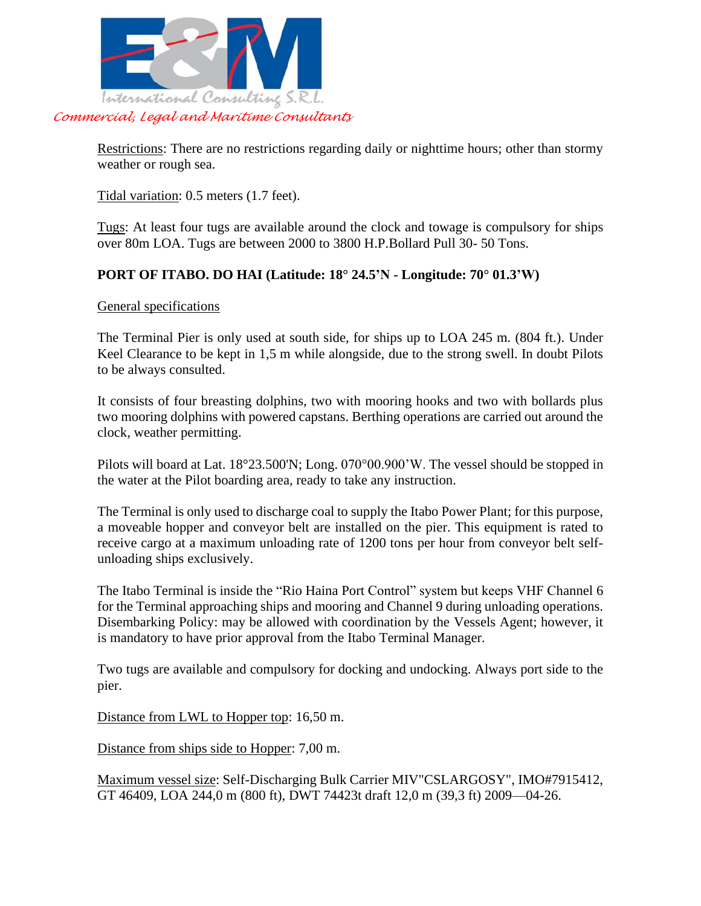Restrictions: There are no restrictions regarding daily or nighttime hours; other than stormy weather or rough sea.

Tidal variation: 0.5 meters (1.7 feet).

Tugs: At least four tugs are available around the clock and towage is compulsory for ships over 80m LOA. Tugs are between 2000 to 3800 H.P.Bollard Pull 30- 50 Tons.

**PORT OF ITABO. DO HAI (Latitude: 18° 24.5'N - Longitude: 70° 01.3'W)**

General specifications

The Terminal Pier is only used at south side, for ships up to LOA 245 m. (804 ft.). Under Keel Clearance to be kept in 1,5 m while alongside, due to the strong swell. In doubt Pilots to be always consulted.

It consists of four breasting dolphins, two with mooring hooks and two with bollards plus two mooring dolphins with powered capstans. Berthing operations are carried out around the clock, weather permitting.

Pilots will board at Lat. 18°23.500'N; Long. 070°00.900'W. The vessel should be stopped in the water at the Pilot boarding area, ready to take any instruction.

The Terminal is only used to discharge coal to supply the Itabo Power Plant; for this purpose, a moveable hopper and conveyor belt are installed on the pier. This equipment is rated to receive cargo at a maximum unloading rate of 1200 tons per hour from conveyor belt self-unloading ships exclusively.

The Itabo Terminal is inside the "Rio Haina Port Control" system but keeps VHF Channel 6 for the Terminal approaching ships and mooring and Channel 9 during unloading operations. Disembarking Policy: may be allowed with coordination by the Vessels Agent; however, it is mandatory to have prior approval from the Itabo Terminal Manager.

Two tugs are available and compulsory for docking and undocking. Always port side to the pier.

Distance from LWL to Hopper top: 16,50 m.

Distance from ships side to Hopper: 7,00 m.

Maximum vessel size: Self-Discharging Bulk Carrier MIV"CSLARGOSY", IMO#7915412, GT 46409, LOA 244,0 m (800 ft), DWT 74423t draft 12,0 m (39,3 ft) 2009—04-26.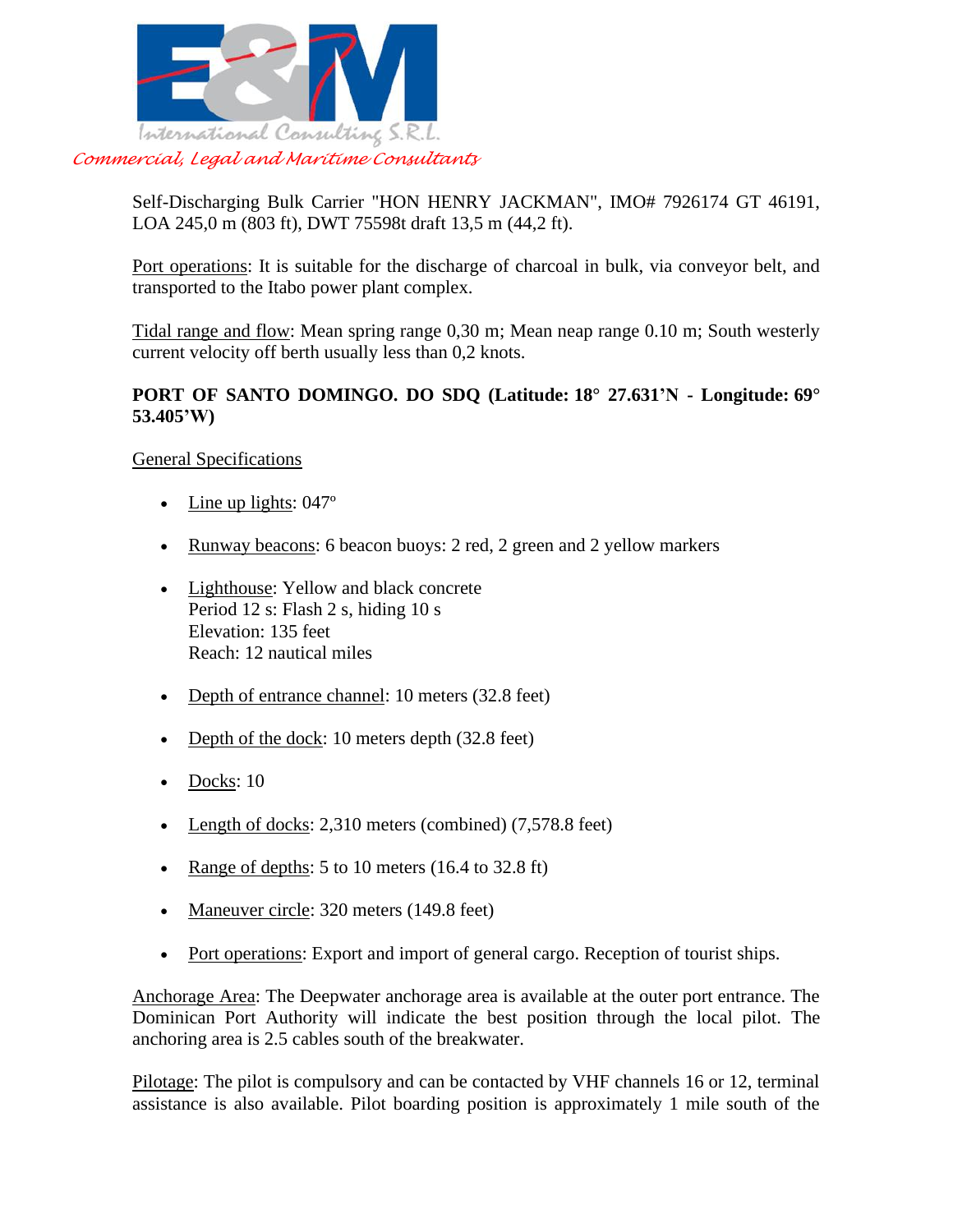Self-Discharging Bulk Carrier "HON HENRY JACKMAN", IMO# 7926174 GT 46191, LOA 245,0 m (803 ft), DWT 75598t draft 13,5 m (44,2 ft).

Port operations: It is suitable for the discharge of charcoal in bulk, via conveyor belt, and transported to the Itabo power plant complex.

Tidal range and flow: Mean spring range 0,30 m; Mean neap range 0.10 m; South westerly current velocity off berth usually less than 0,2 knots.

**PORT OF SANTO DOMINGO. DO SDQ (Latitude: 18° 27.631'N - Longitude: 69° 53.405'W)**

General Specifications

- Line up lights: 047º
- Runway beacons: 6 beacon buoys: 2 red, 2 green and 2 yellow markers
- Lighthouse: Yellow and black concrete
  Period 12 s: Flash 2 s, hiding 10 s
  Elevation: 135 feet
  Reach: 12 nautical miles
- Depth of entrance channel: 10 meters (32.8 feet)
- Depth of the dock: 10 meters depth (32.8 feet)
- Docks: 10
- Length of docks: 2,310 meters (combined) (7,578.8 feet)
- Range of depths: 5 to 10 meters (16.4 to 32.8 ft)
- Maneuver circle: 320 meters (149.8 feet)
- Port operations: Export and import of general cargo. Reception of tourist ships.

Anchorage Area: The Deepwater anchorage area is available at the outer port entrance. The Dominican Port Authority will indicate the best position through the local pilot. The anchoring area is 2.5 cables south of the breakwater.

Pilotage: The pilot is compulsory and can be contacted by VHF channels 16 or 12, terminal assistance is also available. Pilot boarding position is approximately 1 mile south of the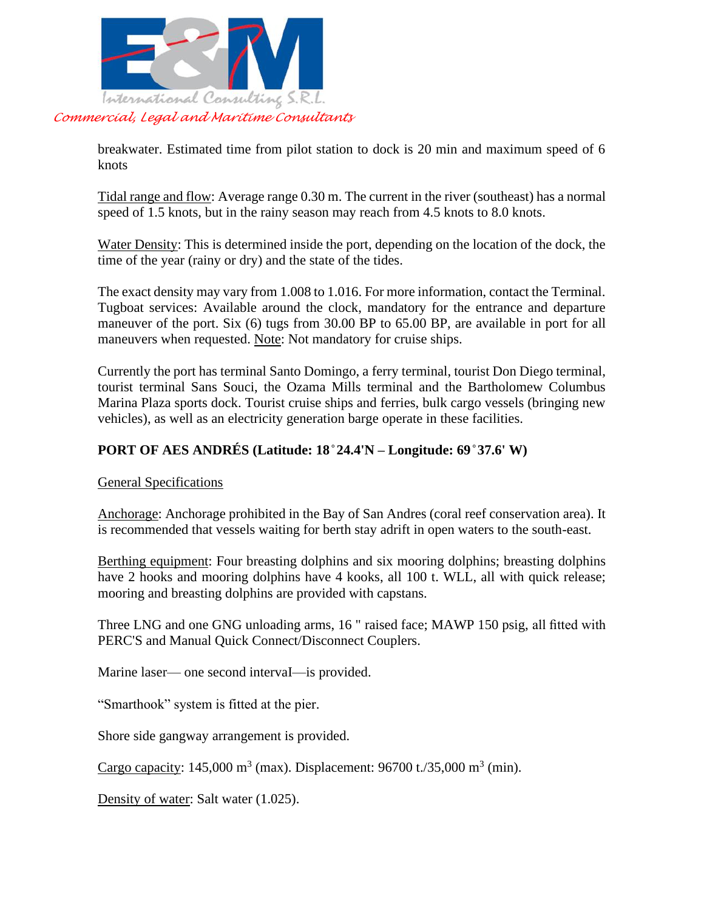breakwater. Estimated time from pilot station to dock is 20 min and maximum speed of 6 knots

Tidal range and flow: Average range 0.30 m. The current in the river (southeast) has a normal speed of 1.5 knots, but in the rainy season may reach from 4.5 knots to 8.0 knots.

Water Density: This is determined inside the port, depending on the location of the dock, the time of the year (rainy or dry) and the state of the tides.

The exact density may vary from 1.008 to 1.016. For more information, contact the Terminal. Tugboat services: Available around the clock, mandatory for the entrance and departure maneuver of the port. Six (6) tugs from 30.00 BP to 65.00 BP, are available in port for all maneuvers when requested. Note: Not mandatory for cruise ships.

Currently the port has terminal Santo Domingo, a ferry terminal, tourist Don Diego terminal, tourist terminal Sans Souci, the Ozama Mills terminal and the Bartholomew Columbus Marina Plaza sports dock. Tourist cruise ships and ferries, bulk cargo vessels (bringing new vehicles), as well as an electricity generation barge operate in these facilities.

## PORT OF AES ANDRÉS (Latitude: 18˚24.4'N – Longitude: 69˚37.6' W)

General Specifications

Anchorage: Anchorage prohibited in the Bay of San Andres (coral reef conservation area). It is recommended that vessels waiting for berth stay adrift in open waters to the south-east.

Berthing equipment: Four breasting dolphins and six mooring dolphins; breasting dolphins have 2 hooks and mooring dolphins have 4 kooks, all 100 t. WLL, all with quick release; mooring and breasting dolphins are provided with capstans.

Three LNG and one GNG unloading arms, 16 " raised face; MAWP 150 psig, all fitted with PERC'S and Manual Quick Connect/Disconnect Couplers.

Marine laser— one second interval—is provided.

"Smarthook" system is fitted at the pier.

Shore side gangway arrangement is provided.

Cargo capacity: 145,000 $m^3$ (max). Displacement: 96700 t./35,000 $m^3$ (min).

Density of water: Salt water (1.025).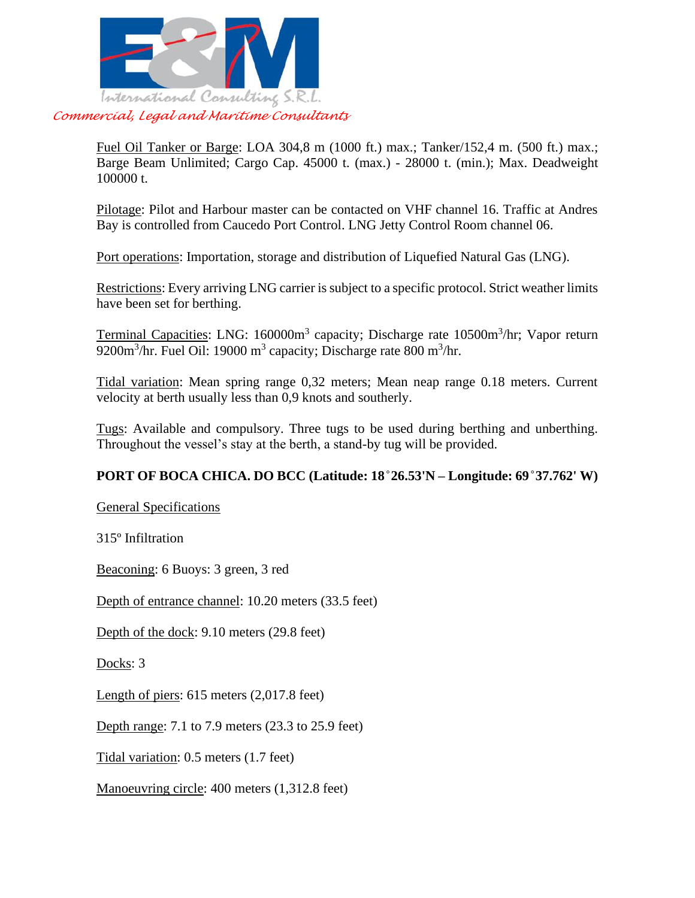Fuel Oil Tanker or Barge: LOA 304,8 m (1000 ft.) max.; Tanker/152,4 m. (500 ft.) max.; Barge Beam Unlimited; Cargo Cap. 45000 t. (max.) - 28000 t. (min.); Max. Deadweight 100000 t.

Pilotage: Pilot and Harbour master can be contacted on VHF channel 16. Traffic at Andres Bay is controlled from Caucedo Port Control. LNG Jetty Control Room channel 06.

Port operations: Importation, storage and distribution of Liquefied Natural Gas (LNG).

Restrictions: Every arriving LNG carrier is subject to a specific protocol. Strict weather limits have been set for berthing.

Terminal Capacities: LNG: 160000$m^3$ capacity; Discharge rate 10500$m^3$/hr; Vapor return 9200$m^3$/hr. Fuel Oil: 19000 $m^3$ capacity; Discharge rate 800 $m^3$/hr.

Tidal variation: Mean spring range 0,32 meters; Mean neap range 0.18 meters. Current velocity at berth usually less than 0,9 knots and southerly.

Tugs: Available and compulsory. Three tugs to be used during berthing and unberthing. Throughout the vessel's stay at the berth, a stand-by tug will be provided.

**PORT OF BOCA CHICA. DO BCC (Latitude: 18˚26.53'N – Longitude: 69˚37.762' W)**

General Specifications

315º Infiltration

Beaconing: 6 Buoys: 3 green, 3 red

Depth of entrance channel: 10.20 meters (33.5 feet)

Depth of the dock: 9.10 meters (29.8 feet)

Docks: 3

Length of piers: 615 meters (2,017.8 feet)

Depth range: 7.1 to 7.9 meters (23.3 to 25.9 feet)

Tidal variation: 0.5 meters (1.7 feet)

Manoeuvring circle: 400 meters (1,312.8 feet)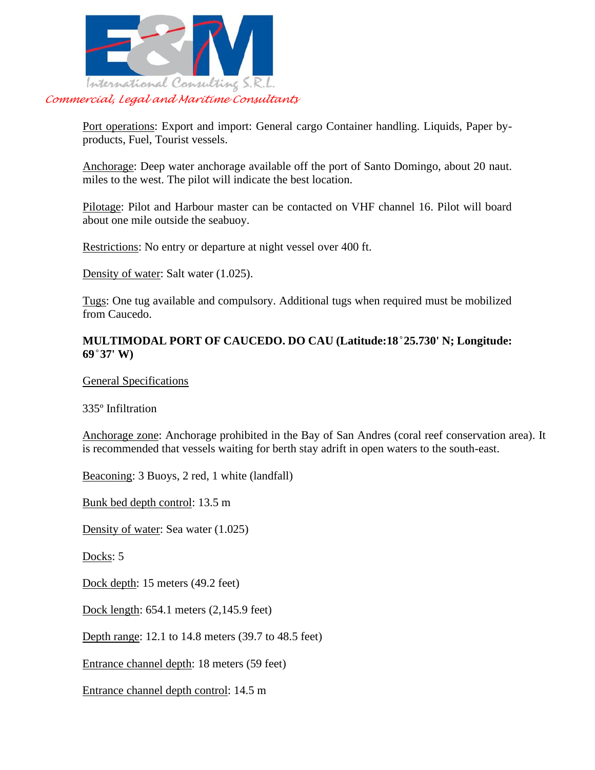Port operations: Export and import: General cargo Container handling. Liquids, Paper by-products, Fuel, Tourist vessels.

Anchorage: Deep water anchorage available off the port of Santo Domingo, about 20 naut. miles to the west. The pilot will indicate the best location.

Pilotage: Pilot and Harbour master can be contacted on VHF channel 16. Pilot will board about one mile outside the seabuoy.

Restrictions: No entry or departure at night vessel over 400 ft.

Density of water: Salt water (1.025).

Tugs: One tug available and compulsory. Additional tugs when required must be mobilized from Caucedo.

**MULTIMODAL PORT OF CAUCEDO. DO CAU (Latitude:18˚25.730' N; Longitude: 69˚37' W)**

General Specifications

335º Infiltration

Anchorage zone: Anchorage prohibited in the Bay of San Andres (coral reef conservation area). It is recommended that vessels waiting for berth stay adrift in open waters to the south-east.

Beaconing: 3 Buoys, 2 red, 1 white (landfall)

Bunk bed depth control: 13.5 m

Density of water: Sea water (1.025)

Docks: 5

Dock depth: 15 meters (49.2 feet)

Dock length: 654.1 meters (2,145.9 feet)

Depth range: 12.1 to 14.8 meters (39.7 to 48.5 feet)

Entrance channel depth: 18 meters (59 feet)

Entrance channel depth control: 14.5 m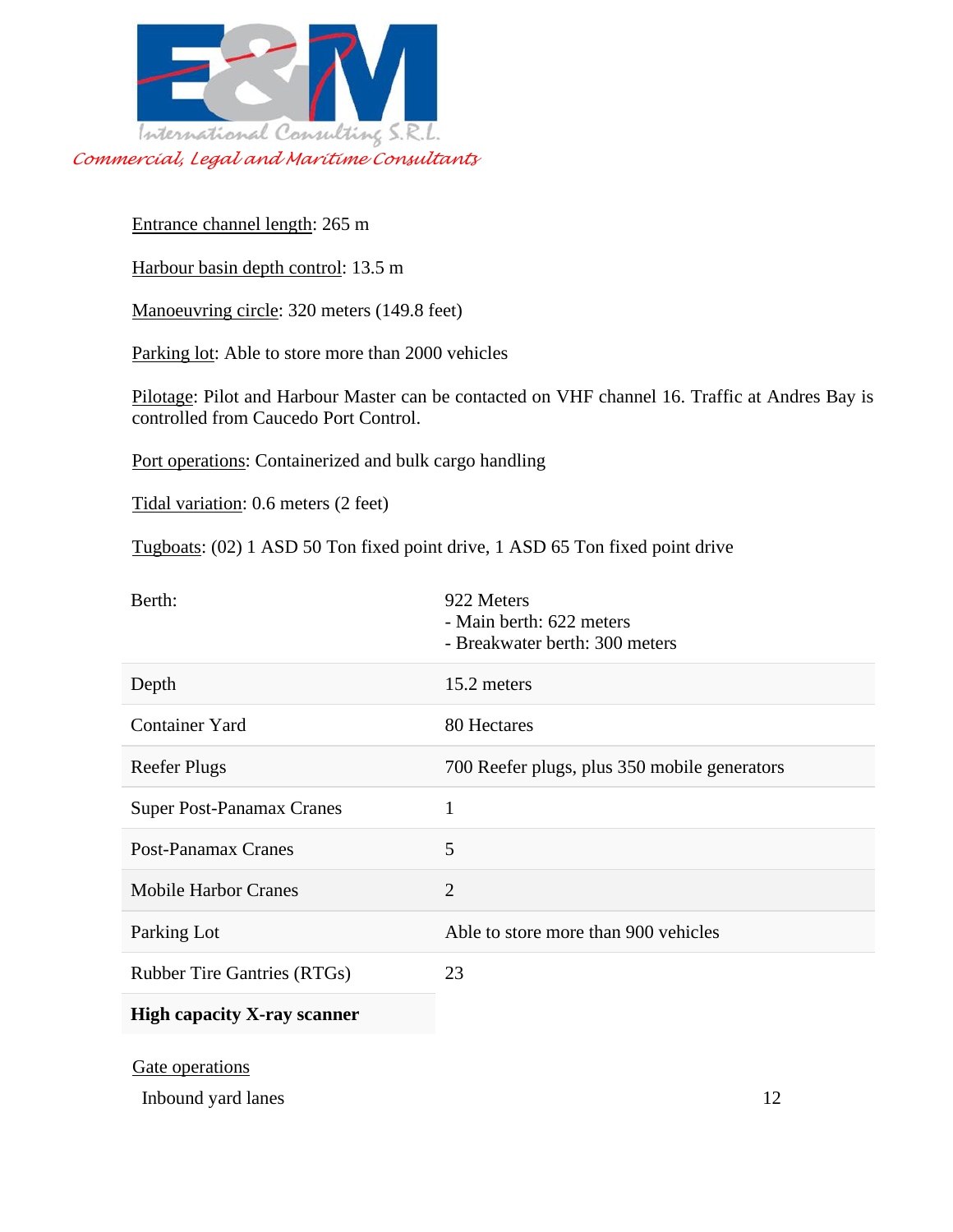Entrance channel length: 265 m

Harbour basin depth control: 13.5 m

Manoeuvring circle: 320 meters (149.8 feet)

Parking lot: Able to store more than 2000 vehicles

Pilotage: Pilot and Harbour Master can be contacted on VHF channel 16. Traffic at Andres Bay is controlled from Caucedo Port Control.

Port operations: Containerized and bulk cargo handling

Tidal variation: 0.6 meters (2 feet)

Tugboats: (02) 1 ASD 50 Ton fixed point drive, 1 ASD 65 Ton fixed point drive

| Berth: | 922 Meters<br>- Main berth: 622 meters<br>- Breakwater berth: 300 meters |
|---|---|
| Depth | 15.2 meters |
| Container Yard | 80 Hectares |
| Reefer Plugs | 700 Reefer plugs, plus 350 mobile generators |
| Super Post-Panamax Cranes | 1 |
| Post-Panamax Cranes | 5 |
| Mobile Harbor Cranes | 2 |
| Parking Lot | Able to store more than 900 vehicles |
| Rubber Tire Gantries (RTGs) | 23 |
| **High capacity X-ray scanner** | |

Gate operations

| Inbound yard lanes | 12 |
|---|---|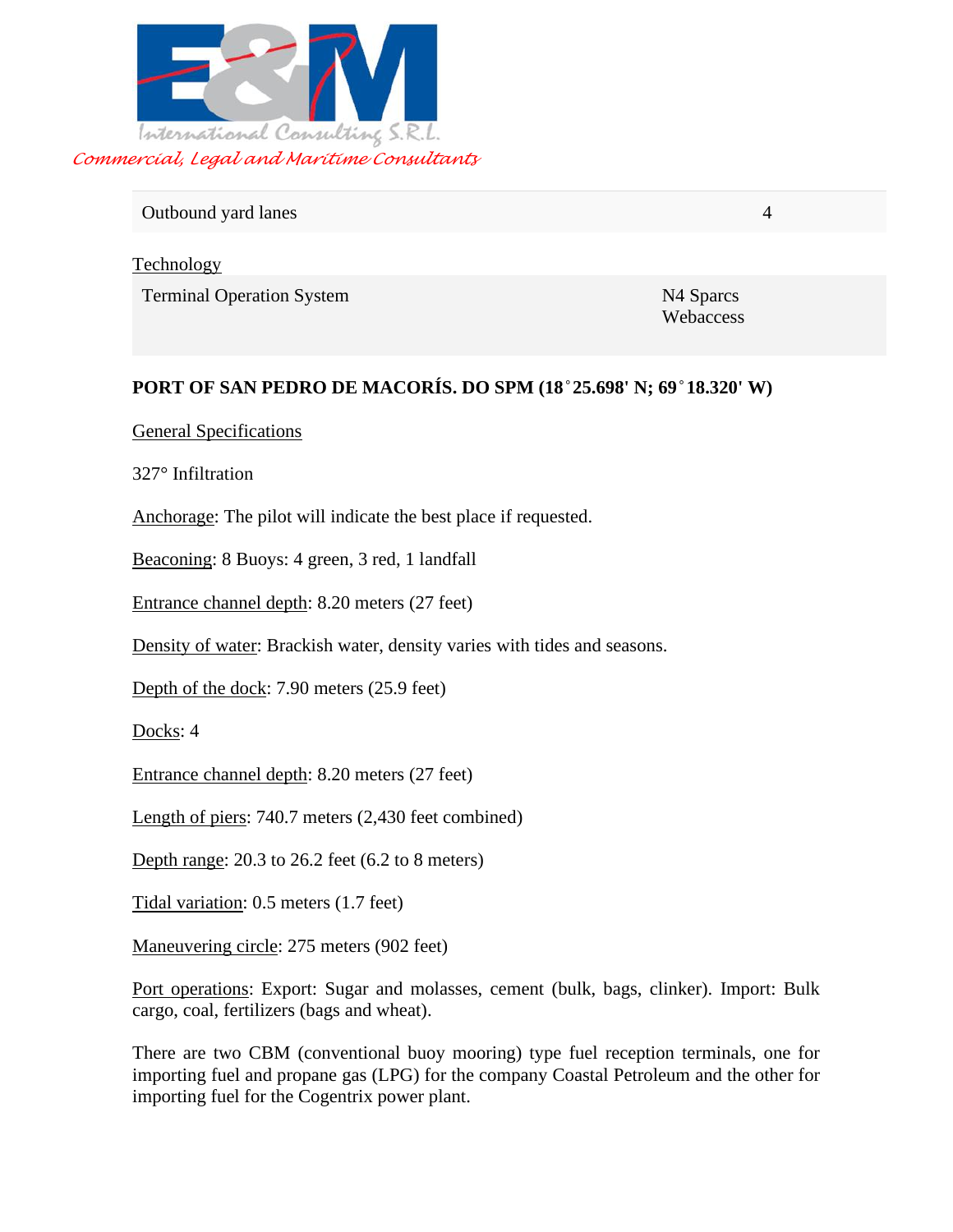| Outbound yard lanes | 4 |
|---|---|

Technology

| Terminal Operation System | N4 Sparcs Webaccess |
|---|---|

**PORT OF SAN PEDRO DE MACORÍS. DO SPM (18˚25.698' N; 69˚18.320' W)**

General Specifications

327° Infiltration

Anchorage: The pilot will indicate the best place if requested.

Beaconing: 8 Buoys: 4 green, 3 red, 1 landfall

Entrance channel depth: 8.20 meters (27 feet)

Density of water: Brackish water, density varies with tides and seasons.

Depth of the dock: 7.90 meters (25.9 feet)

Docks: 4

Entrance channel depth: 8.20 meters (27 feet)

Length of piers: 740.7 meters (2,430 feet combined)

Depth range: 20.3 to 26.2 feet (6.2 to 8 meters)

Tidal variation: 0.5 meters (1.7 feet)

Maneuvering circle: 275 meters (902 feet)

Port operations: Export: Sugar and molasses, cement (bulk, bags, clinker). Import: Bulk cargo, coal, fertilizers (bags and wheat).

There are two CBM (conventional buoy mooring) type fuel reception terminals, one for importing fuel and propane gas (LPG) for the company Coastal Petroleum and the other for importing fuel for the Cogentrix power plant.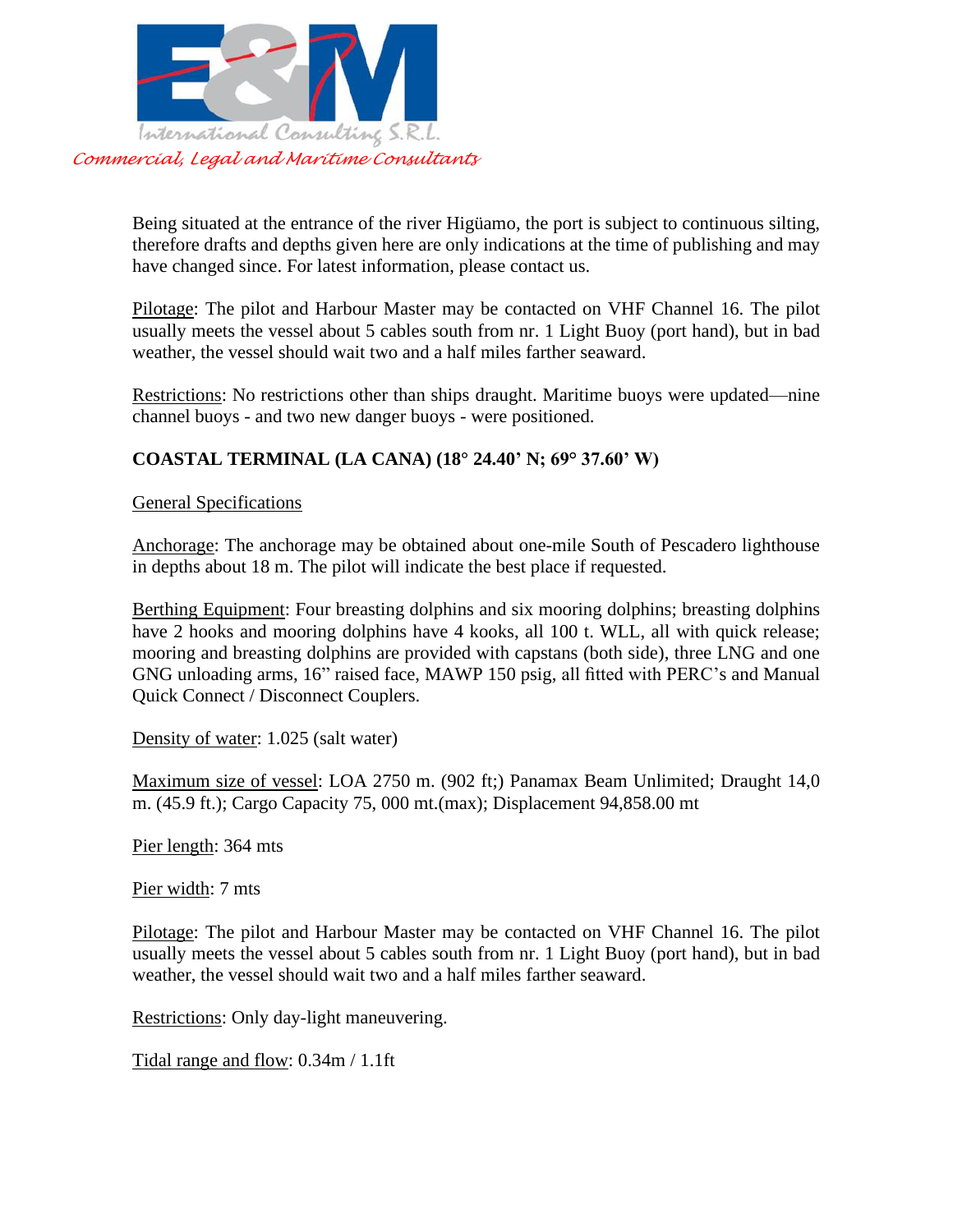Being situated at the entrance of the river Higüamo, the port is subject to continuous silting, therefore drafts and depths given here are only indications at the time of publishing and may have changed since. For latest information, please contact us.

Pilotage: The pilot and Harbour Master may be contacted on VHF Channel 16. The pilot usually meets the vessel about 5 cables south from nr. 1 Light Buoy (port hand), but in bad weather, the vessel should wait two and a half miles farther seaward.

Restrictions: No restrictions other than ships draught. Maritime buoys were updated—nine channel buoys - and two new danger buoys - were positioned.

**COASTAL TERMINAL (LA CANA) (18° 24.40' N; 69° 37.60' W)**

General Specifications

Anchorage: The anchorage may be obtained about one-mile South of Pescadero lighthouse in depths about 18 m. The pilot will indicate the best place if requested.

Berthing Equipment: Four breasting dolphins and six mooring dolphins; breasting dolphins have 2 hooks and mooring dolphins have 4 kooks, all 100 t. WLL, all with quick release; mooring and breasting dolphins are provided with capstans (both side), three LNG and one GNG unloading arms, 16" raised face, MAWP 150 psig, all fitted with PERC's and Manual Quick Connect / Disconnect Couplers.

Density of water: 1.025 (salt water)

Maximum size of vessel: LOA 2750 m. (902 ft;) Panamax Beam Unlimited; Draught 14,0 m. (45.9 ft.); Cargo Capacity 75, 000 mt.(max); Displacement 94,858.00 mt

Pier length: 364 mts

Pier width: 7 mts

Pilotage: The pilot and Harbour Master may be contacted on VHF Channel 16. The pilot usually meets the vessel about 5 cables south from nr. 1 Light Buoy (port hand), but in bad weather, the vessel should wait two and a half miles farther seaward.

Restrictions: Only day-light maneuvering.

Tidal range and flow: 0.34m / 1.1ft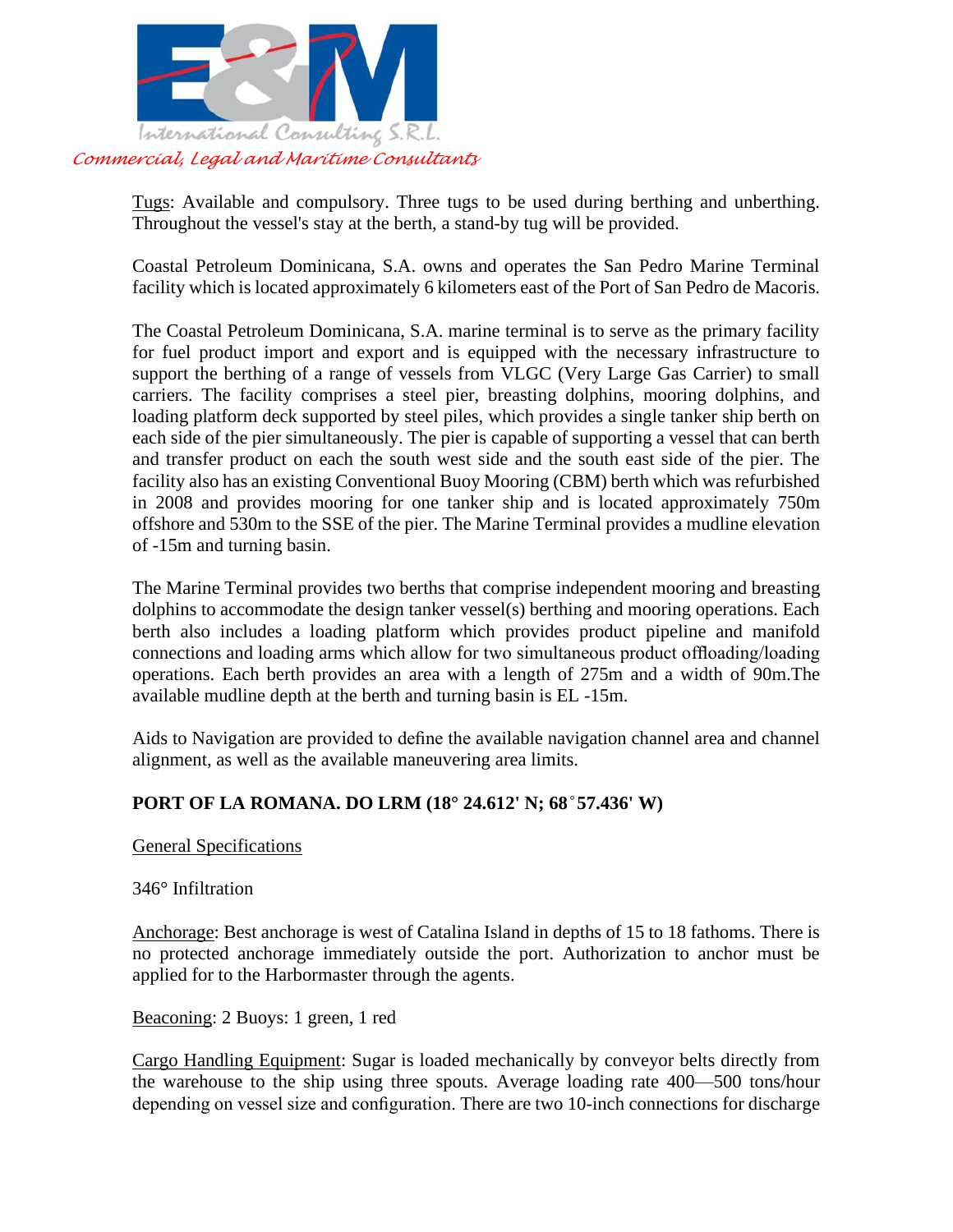Tugs: Available and compulsory. Three tugs to be used during berthing and unberthing. Throughout the vessel's stay at the berth, a stand-by tug will be provided.

Coastal Petroleum Dominicana, S.A. owns and operates the San Pedro Marine Terminal facility which is located approximately 6 kilometers east of the Port of San Pedro de Macoris.

The Coastal Petroleum Dominicana, S.A. marine terminal is to serve as the primary facility for fuel product import and export and is equipped with the necessary infrastructure to support the berthing of a range of vessels from VLGC (Very Large Gas Carrier) to small carriers. The facility comprises a steel pier, breasting dolphins, mooring dolphins, and loading platform deck supported by steel piles, which provides a single tanker ship berth on each side of the pier simultaneously. The pier is capable of supporting a vessel that can berth and transfer product on each the south west side and the south east side of the pier. The facility also has an existing Conventional Buoy Mooring (CBM) berth which was refurbished in 2008 and provides mooring for one tanker ship and is located approximately 750m offshore and 530m to the SSE of the pier. The Marine Terminal provides a mudline elevation of -15m and turning basin.

The Marine Terminal provides two berths that comprise independent mooring and breasting dolphins to accommodate the design tanker vessel(s) berthing and mooring operations. Each berth also includes a loading platform which provides product pipeline and manifold connections and loading arms which allow for two simultaneous product offloading/loading operations. Each berth provides an area with a length of 275m and a width of 90m.The available mudline depth at the berth and turning basin is EL -15m.

Aids to Navigation are provided to define the available navigation channel area and channel alignment, as well as the available maneuvering area limits.

**PORT OF LA ROMANA. DO LRM (18° 24.612' N; 68˚57.436' W)**

General Specifications

346° Infiltration

Anchorage: Best anchorage is west of Catalina Island in depths of 15 to 18 fathoms. There is no protected anchorage immediately outside the port. Authorization to anchor must be applied for to the Harbormaster through the agents.

Beaconing: 2 Buoys: 1 green, 1 red

Cargo Handling Equipment: Sugar is loaded mechanically by conveyor belts directly from the warehouse to the ship using three spouts. Average loading rate 400—500 tons/hour depending on vessel size and configuration. There are two 10-inch connections for discharge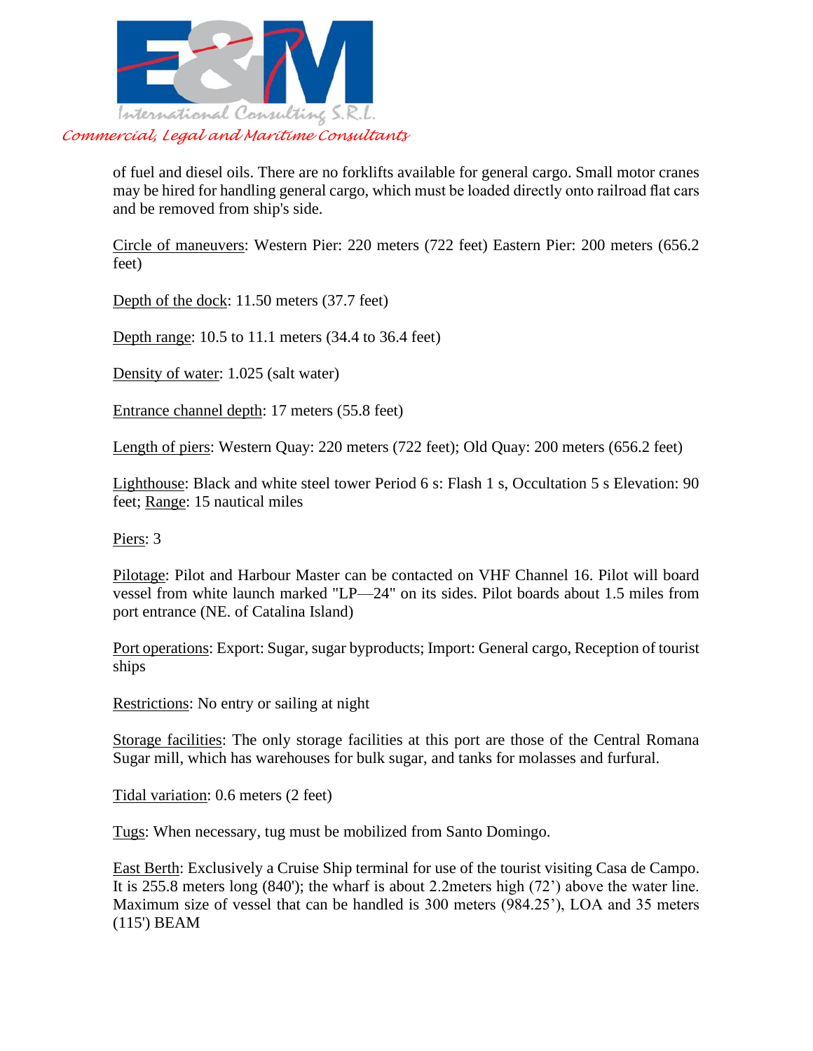of fuel and diesel oils. There are no forklifts available for general cargo. Small motor cranes may be hired for handling general cargo, which must be loaded directly onto railroad flat cars and be removed from ship's side.

Circle of maneuvers: Western Pier: 220 meters (722 feet) Eastern Pier: 200 meters (656.2 feet)

Depth of the dock: 11.50 meters (37.7 feet)

Depth range: 10.5 to 11.1 meters (34.4 to 36.4 feet)

Density of water: 1.025 (salt water)

Entrance channel depth: 17 meters (55.8 feet)

Length of piers: Western Quay: 220 meters (722 feet); Old Quay: 200 meters (656.2 feet)

Lighthouse: Black and white steel tower Period 6 s: Flash 1 s, Occultation 5 s Elevation: 90 feet; Range: 15 nautical miles

Piers: 3

Pilotage: Pilot and Harbour Master can be contacted on VHF Channel 16. Pilot will board vessel from white launch marked "LP—24" on its sides. Pilot boards about 1.5 miles from port entrance (NE. of Catalina Island)

Port operations: Export: Sugar, sugar byproducts; Import: General cargo, Reception of tourist ships

Restrictions: No entry or sailing at night

Storage facilities: The only storage facilities at this port are those of the Central Romana Sugar mill, which has warehouses for bulk sugar, and tanks for molasses and furfural.

Tidal variation: 0.6 meters (2 feet)

Tugs: When necessary, tug must be mobilized from Santo Domingo.

East Berth: Exclusively a Cruise Ship terminal for use of the tourist visiting Casa de Campo. It is 255.8 meters long (840'); the wharf is about 2.2meters high (72') above the water line. Maximum size of vessel that can be handled is 300 meters (984.25'), LOA and 35 meters (115') BEAM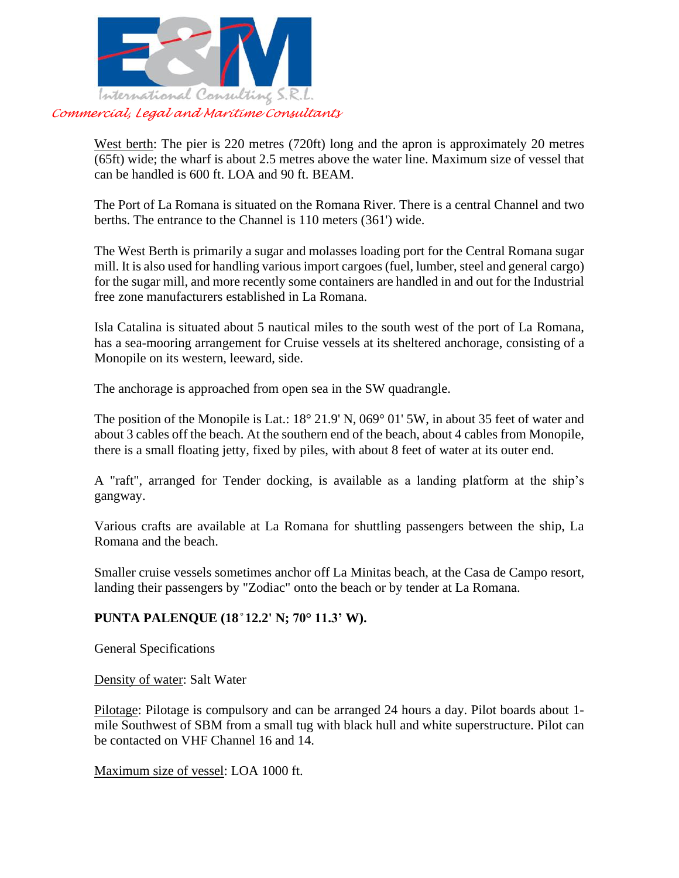West berth: The pier is 220 metres (720ft) long and the apron is approximately 20 metres (65ft) wide; the wharf is about 2.5 metres above the water line. Maximum size of vessel that can be handled is 600 ft. LOA and 90 ft. BEAM.

The Port of La Romana is situated on the Romana River. There is a central Channel and two berths. The entrance to the Channel is 110 meters (361') wide.

The West Berth is primarily a sugar and molasses loading port for the Central Romana sugar mill. It is also used for handling various import cargoes (fuel, lumber, steel and general cargo) for the sugar mill, and more recently some containers are handled in and out for the Industrial free zone manufacturers established in La Romana.

Isla Catalina is situated about 5 nautical miles to the south west of the port of La Romana, has a sea-mooring arrangement for Cruise vessels at its sheltered anchorage, consisting of a Monopile on its western, leeward, side.

The anchorage is approached from open sea in the SW quadrangle.

The position of the Monopile is Lat.: 18° 21.9' N, 069° 01' 5W, in about 35 feet of water and about 3 cables off the beach. At the southern end of the beach, about 4 cables from Monopile, there is a small floating jetty, fixed by piles, with about 8 feet of water at its outer end.

A "raft", arranged for Tender docking, is available as a landing platform at the ship's gangway.

Various crafts are available at La Romana for shuttling passengers between the ship, La Romana and the beach.

Smaller cruise vessels sometimes anchor off La Minitas beach, at the Casa de Campo resort, landing their passengers by "Zodiac" onto the beach or by tender at La Romana.

**PUNTA PALENQUE (18˚12.2' N; 70° 11.3' W).**

General Specifications

Density of water: Salt Water

Pilotage: Pilotage is compulsory and can be arranged 24 hours a day. Pilot boards about 1-mile Southwest of SBM from a small tug with black hull and white superstructure. Pilot can be contacted on VHF Channel 16 and 14.

Maximum size of vessel: LOA 1000 ft.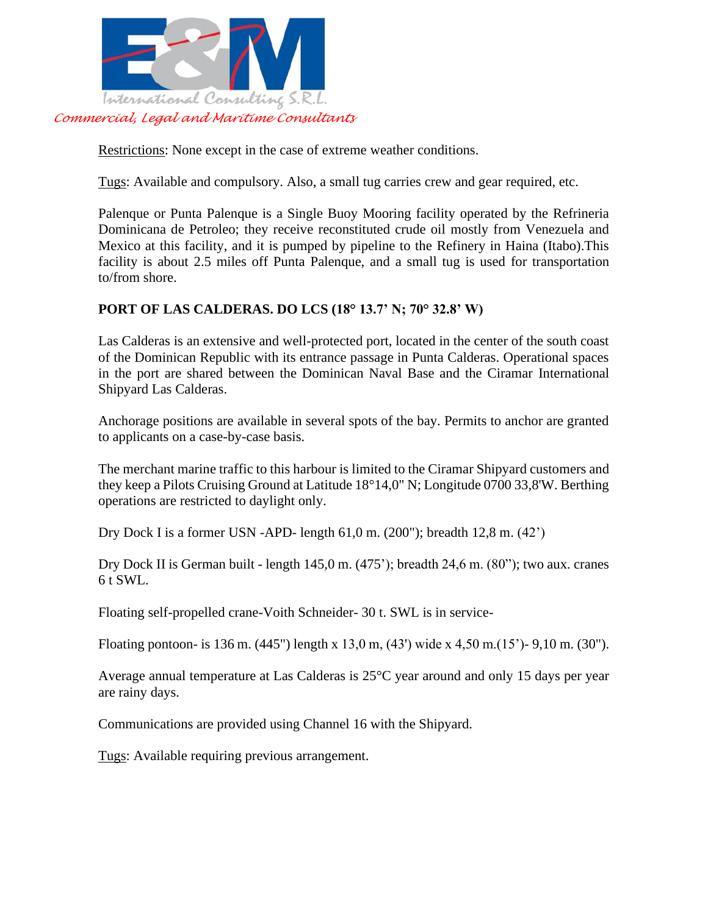Restrictions: None except in the case of extreme weather conditions.

Tugs: Available and compulsory. Also, a small tug carries crew and gear required, etc.

Palenque or Punta Palenque is a Single Buoy Mooring facility operated by the Refineria Dominicana de Petroleo; they receive reconstituted crude oil mostly from Venezuela and Mexico at this facility, and it is pumped by pipeline to the Refinery in Haina (Itabo).This facility is about 2.5 miles off Punta Palenque, and a small tug is used for transportation to/from shore.

**PORT OF LAS CALDERAS. DO LCS (18° 13.7' N; 70° 32.8' W)**

Las Calderas is an extensive and well-protected port, located in the center of the south coast of the Dominican Republic with its entrance passage in Punta Calderas. Operational spaces in the port are shared between the Dominican Naval Base and the Ciramar International Shipyard Las Calderas.

Anchorage positions are available in several spots of the bay. Permits to anchor are granted to applicants on a case-by-case basis.

The merchant marine traffic to this harbour is limited to the Ciramar Shipyard customers and they keep a Pilots Cruising Ground at Latitude 18°14,0" N; Longitude 0700 33,8'W. Berthing operations are restricted to daylight only.

Dry Dock I is a former USN -APD- length 61,0 m. (200"); breadth 12,8 m. (42')

Dry Dock II is German built - length 145,0 m. (475'); breadth 24,6 m. (80"); two aux. cranes 6 t SWL.

Floating self-propelled crane-Voith Schneider- 30 t. SWL is in service-

Floating pontoon- is 136 m. (445") length x 13,0 m, (43') wide x 4,50 m.(15')- 9,10 m. (30").

Average annual temperature at Las Calderas is 25°C year around and only 15 days per year are rainy days.

Communications are provided using Channel 16 with the Shipyard.

Tugs: Available requiring previous arrangement.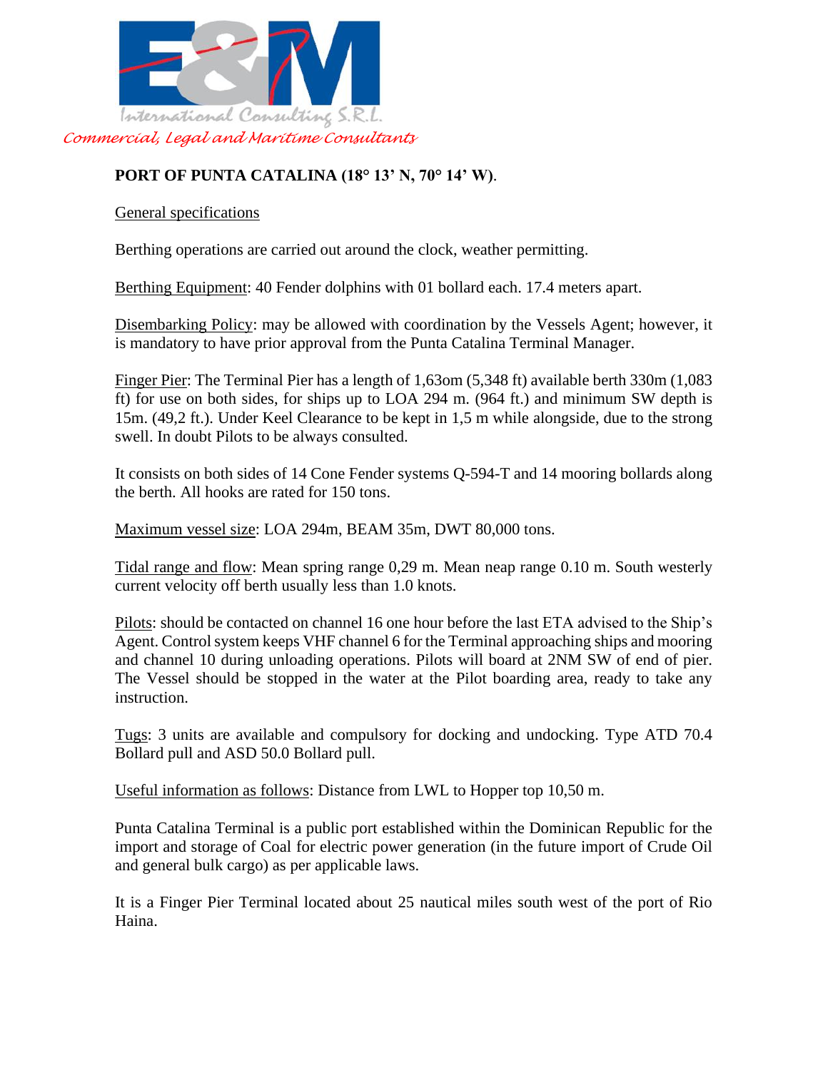**PORT OF PUNTA CATALINA (18° 13' N, 70° 14' W)**.

General specifications

Berthing operations are carried out around the clock, weather permitting.

Berthing Equipment: 40 Fender dolphins with 01 bollard each. 17.4 meters apart.

Disembarking Policy: may be allowed with coordination by the Vessels Agent; however, it is mandatory to have prior approval from the Punta Catalina Terminal Manager.

Finger Pier: The Terminal Pier has a length of 1,63om (5,348 ft) available berth 330m (1,083 ft) for use on both sides, for ships up to LOA 294 m. (964 ft.) and minimum SW depth is 15m. (49,2 ft.). Under Keel Clearance to be kept in 1,5 m while alongside, due to the strong swell. In doubt Pilots to be always consulted.

It consists on both sides of 14 Cone Fender systems Q-594-T and 14 mooring bollards along the berth. All hooks are rated for 150 tons.

Maximum vessel size: LOA 294m, BEAM 35m, DWT 80,000 tons.

Tidal range and flow: Mean spring range 0,29 m. Mean neap range 0.10 m. South westerly current velocity off berth usually less than 1.0 knots.

Pilots: should be contacted on channel 16 one hour before the last ETA advised to the Ship's Agent. Control system keeps VHF channel 6 for the Terminal approaching ships and mooring and channel 10 during unloading operations. Pilots will board at 2NM SW of end of pier. The Vessel should be stopped in the water at the Pilot boarding area, ready to take any instruction.

Tugs: 3 units are available and compulsory for docking and undocking. Type ATD 70.4 Bollard pull and ASD 50.0 Bollard pull.

Useful information as follows: Distance from LWL to Hopper top 10,50 m.

Punta Catalina Terminal is a public port established within the Dominican Republic for the import and storage of Coal for electric power generation (in the future import of Crude Oil and general bulk cargo) as per applicable laws.

It is a Finger Pier Terminal located about 25 nautical miles south west of the port of Rio Haina.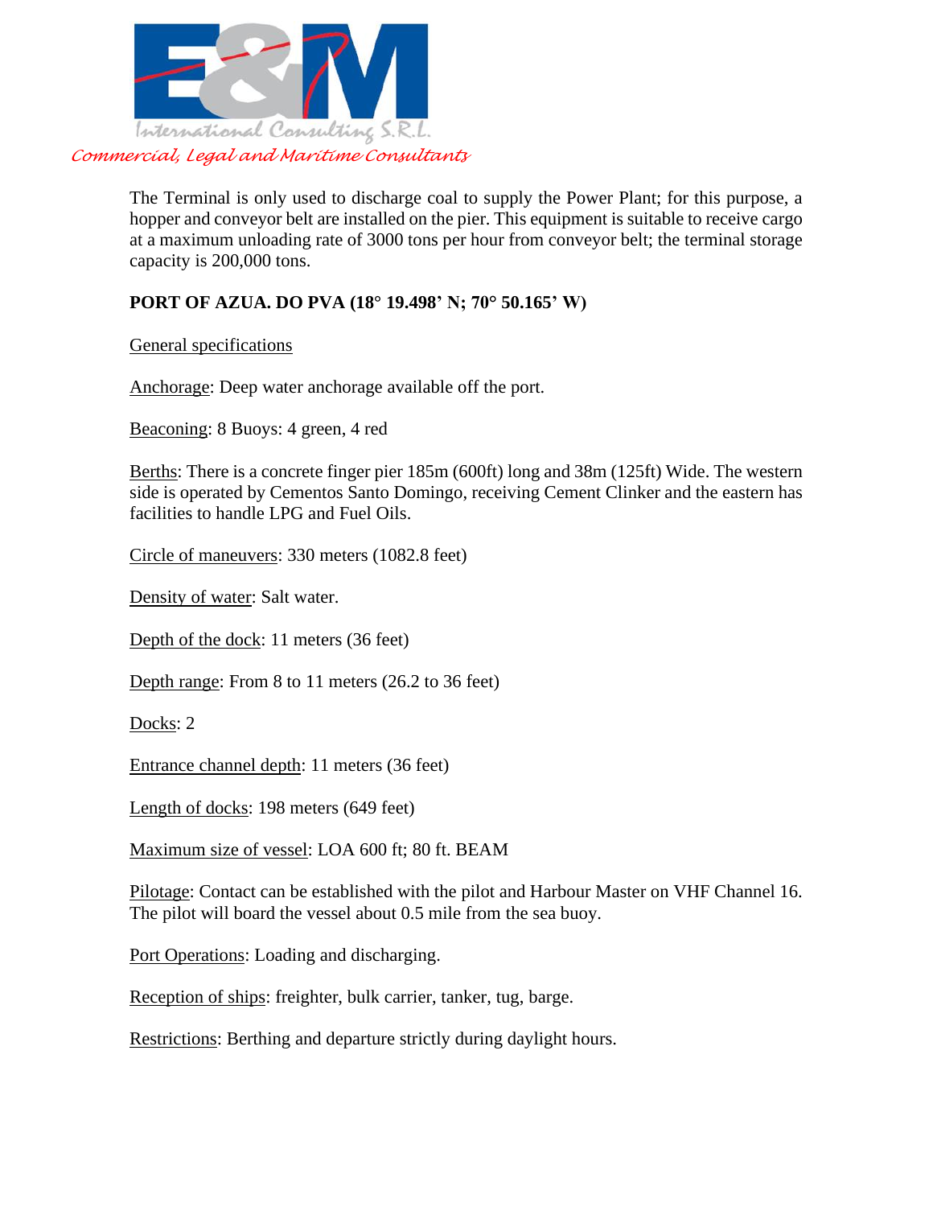The Terminal is only used to discharge coal to supply the Power Plant; for this purpose, a hopper and conveyor belt are installed on the pier. This equipment is suitable to receive cargo at a maximum unloading rate of 3000 tons per hour from conveyor belt; the terminal storage capacity is 200,000 tons.

**PORT OF AZUA. DO PVA (18° 19.498' N; 70° 50.165' W)**

General specifications

Anchorage: Deep water anchorage available off the port.

Beaconing: 8 Buoys: 4 green, 4 red

Berths: There is a concrete finger pier 185m (600ft) long and 38m (125ft) Wide. The western side is operated by Cementos Santo Domingo, receiving Cement Clinker and the eastern has facilities to handle LPG and Fuel Oils.

Circle of maneuvers: 330 meters (1082.8 feet)

Density of water: Salt water.

Depth of the dock: 11 meters (36 feet)

Depth range: From 8 to 11 meters (26.2 to 36 feet)

Docks: 2

Entrance channel depth: 11 meters (36 feet)

Length of docks: 198 meters (649 feet)

Maximum size of vessel: LOA 600 ft; 80 ft. BEAM

Pilotage: Contact can be established with the pilot and Harbour Master on VHF Channel 16. The pilot will board the vessel about 0.5 mile from the sea buoy.

Port Operations: Loading and discharging.

Reception of ships: freighter, bulk carrier, tanker, tug, barge.

Restrictions: Berthing and departure strictly during daylight hours.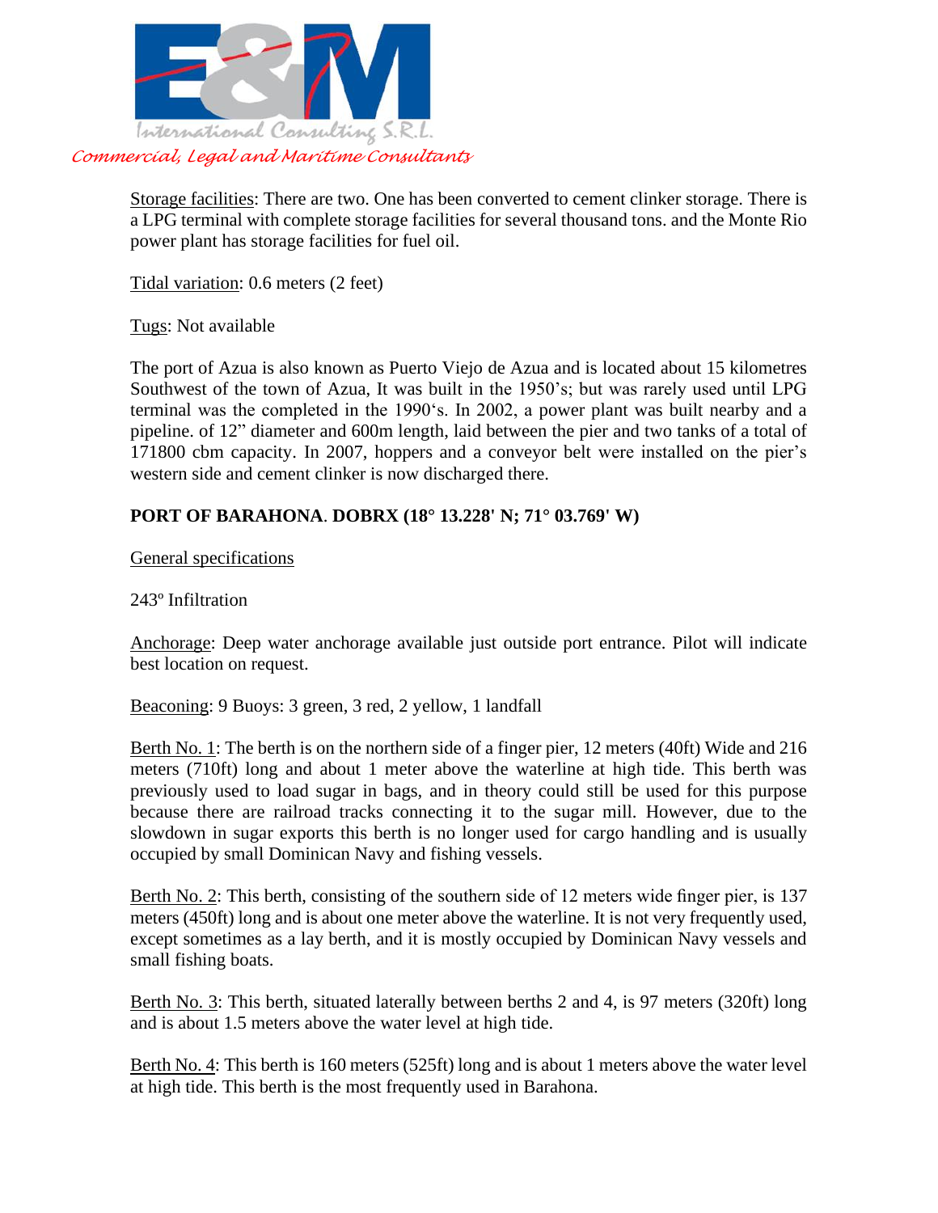Storage facilities: There are two. One has been converted to cement clinker storage. There is a LPG terminal with complete storage facilities for several thousand tons. and the Monte Rio power plant has storage facilities for fuel oil.

Tidal variation: 0.6 meters (2 feet)

Tugs: Not available

The port of Azua is also known as Puerto Viejo de Azua and is located about 15 kilometres Southwest of the town of Azua, It was built in the 1950's; but was rarely used until LPG terminal was the completed in the 1990's. In 2002, a power plant was built nearby and a pipeline. of 12" diameter and 600m length, laid between the pier and two tanks of a total of 171800 cbm capacity. In 2007, hoppers and a conveyor belt were installed on the pier's western side and cement clinker is now discharged there.

**PORT OF BARAHONA. DOBRX (18° 13.228' N; 71° 03.769' W)**

General specifications

243º Infiltration

Anchorage: Deep water anchorage available just outside port entrance. Pilot will indicate best location on request.

Beaconing: 9 Buoys: 3 green, 3 red, 2 yellow, 1 landfall

Berth No. 1: The berth is on the northern side of a finger pier, 12 meters (40ft) Wide and 216 meters (710ft) long and about 1 meter above the waterline at high tide. This berth was previously used to load sugar in bags, and in theory could still be used for this purpose because there are railroad tracks connecting it to the sugar mill. However, due to the slowdown in sugar exports this berth is no longer used for cargo handling and is usually occupied by small Dominican Navy and fishing vessels.

Berth No. 2: This berth, consisting of the southern side of 12 meters wide finger pier, is 137 meters (450ft) long and is about one meter above the waterline. It is not very frequently used, except sometimes as a lay berth, and it is mostly occupied by Dominican Navy vessels and small fishing boats.

Berth No. 3: This berth, situated laterally between berths 2 and 4, is 97 meters (320ft) long and is about 1.5 meters above the water level at high tide.

Berth No. 4: This berth is 160 meters (525ft) long and is about 1 meters above the water level at high tide. This berth is the most frequently used in Barahona.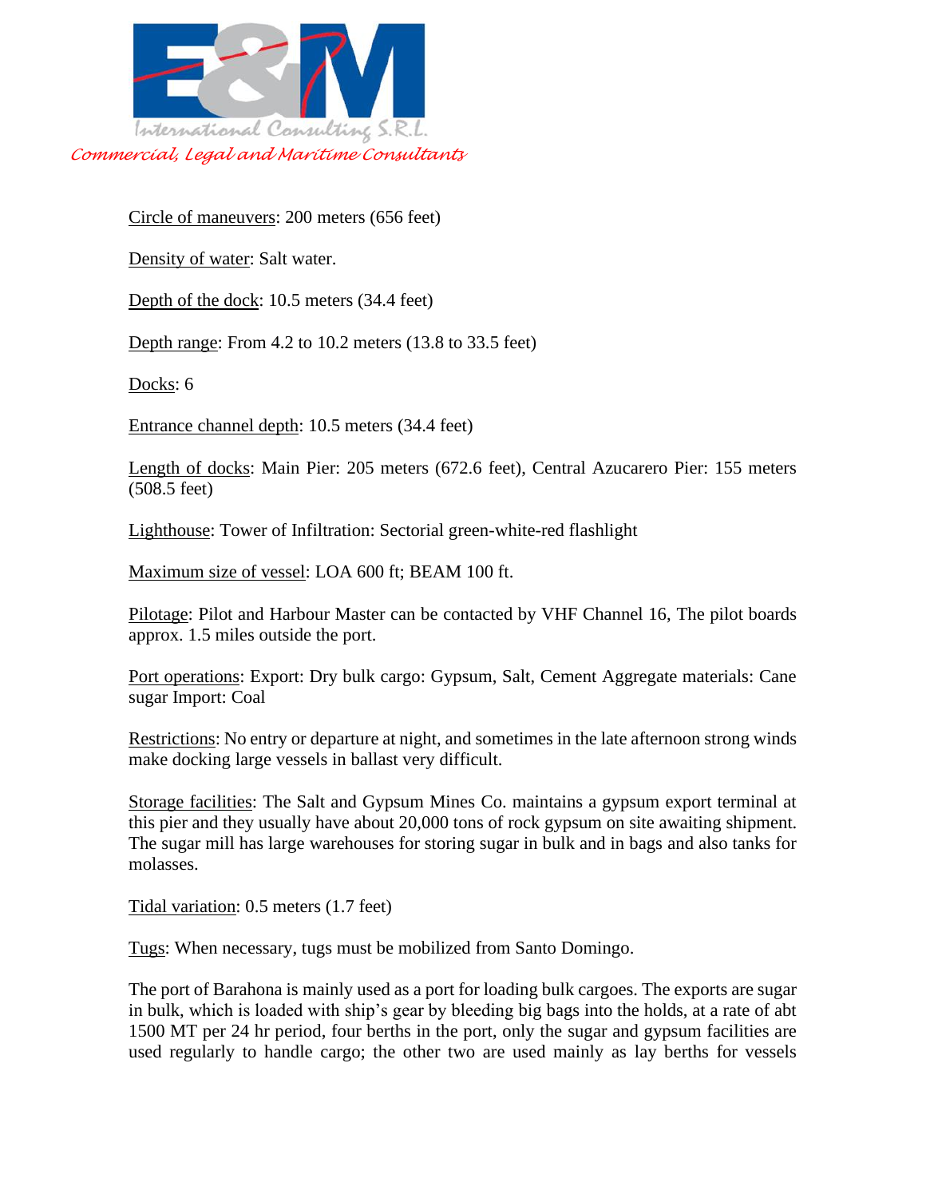Circle of maneuvers: 200 meters (656 feet)

Density of water: Salt water.

Depth of the dock: 10.5 meters (34.4 feet)

Depth range: From 4.2 to 10.2 meters (13.8 to 33.5 feet)

Docks: 6

Entrance channel depth: 10.5 meters (34.4 feet)

Length of docks: Main Pier: 205 meters (672.6 feet), Central Azucarero Pier: 155 meters (508.5 feet)

Lighthouse: Tower of Infiltration: Sectorial green-white-red flashlight

Maximum size of vessel: LOA 600 ft; BEAM 100 ft.

Pilotage: Pilot and Harbour Master can be contacted by VHF Channel 16, The pilot boards approx. 1.5 miles outside the port.

Port operations: Export: Dry bulk cargo: Gypsum, Salt, Cement Aggregate materials: Cane sugar Import: Coal

Restrictions: No entry or departure at night, and sometimes in the late afternoon strong winds make docking large vessels in ballast very difficult.

Storage facilities: The Salt and Gypsum Mines Co. maintains a gypsum export terminal at this pier and they usually have about 20,000 tons of rock gypsum on site awaiting shipment. The sugar mill has large warehouses for storing sugar in bulk and in bags and also tanks for molasses.

Tidal variation: 0.5 meters (1.7 feet)

Tugs: When necessary, tugs must be mobilized from Santo Domingo.

The port of Barahona is mainly used as a port for loading bulk cargoes. The exports are sugar in bulk, which is loaded with ship's gear by bleeding big bags into the holds, at a rate of abt 1500 MT per 24 hr period, four berths in the port, only the sugar and gypsum facilities are used regularly to handle cargo; the other two are used mainly as lay berths for vessels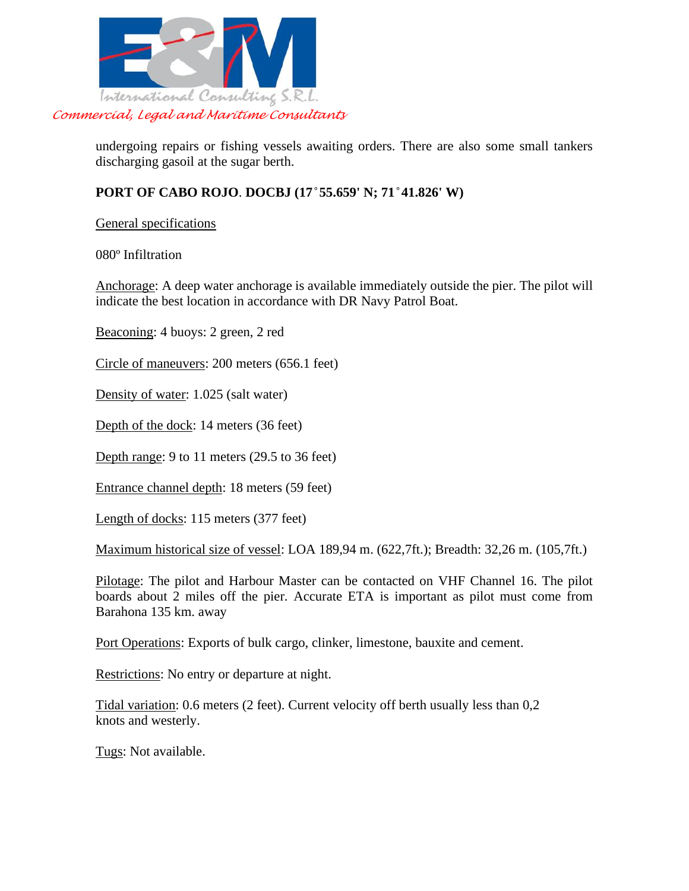undergoing repairs or fishing vessels awaiting orders. There are also some small tankers discharging gasoil at the sugar berth.

**PORT OF CABO ROJO**. **DOCBJ (17˚55.659' N; 71˚41.826' W)**

General specifications

080º Infiltration

Anchorage: A deep water anchorage is available immediately outside the pier. The pilot will indicate the best location in accordance with DR Navy Patrol Boat.

Beaconing: 4 buoys: 2 green, 2 red

Circle of maneuvers: 200 meters (656.1 feet)

Density of water: 1.025 (salt water)

Depth of the dock: 14 meters (36 feet)

Depth range: 9 to 11 meters (29.5 to 36 feet)

Entrance channel depth: 18 meters (59 feet)

Length of docks: 115 meters (377 feet)

Maximum historical size of vessel: LOA 189,94 m. (622,7ft.); Breadth: 32,26 m. (105,7ft.)

Pilotage: The pilot and Harbour Master can be contacted on VHF Channel 16. The pilot boards about 2 miles off the pier. Accurate ETA is important as pilot must come from Barahona 135 km. away

Port Operations: Exports of bulk cargo, clinker, limestone, bauxite and cement.

Restrictions: No entry or departure at night.

Tidal variation: 0.6 meters (2 feet). Current velocity off berth usually less than 0,2 knots and westerly.

Tugs: Not available.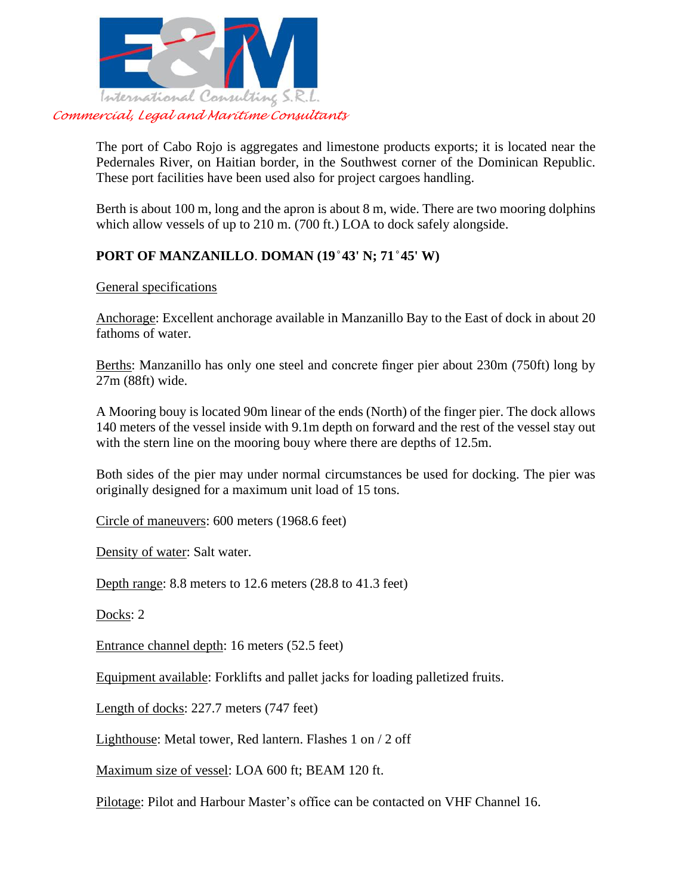The port of Cabo Rojo is aggregates and limestone products exports; it is located near the Pedernales River, on Haitian border, in the Southwest corner of the Dominican Republic. These port facilities have been used also for project cargoes handling.

Berth is about 100 m, long and the apron is about 8 m, wide. There are two mooring dolphins which allow vessels of up to 210 m. (700 ft.) LOA to dock safely alongside.

**PORT OF MANZANILLO**. **DOMAN (19˚43' N; 71˚45' W)**

General specifications

Anchorage: Excellent anchorage available in Manzanillo Bay to the East of dock in about 20 fathoms of water.

Berths: Manzanillo has only one steel and concrete finger pier about 230m (750ft) long by 27m (88ft) wide.

A Mooring bouy is located 90m linear of the ends (North) of the finger pier. The dock allows 140 meters of the vessel inside with 9.1m depth on forward and the rest of the vessel stay out with the stern line on the mooring bouy where there are depths of 12.5m.

Both sides of the pier may under normal circumstances be used for docking. The pier was originally designed for a maximum unit load of 15 tons.

Circle of maneuvers: 600 meters (1968.6 feet)

Density of water: Salt water.

Depth range: 8.8 meters to 12.6 meters (28.8 to 41.3 feet)

Docks: 2

Entrance channel depth: 16 meters (52.5 feet)

Equipment available: Forklifts and pallet jacks for loading palletized fruits.

Length of docks: 227.7 meters (747 feet)

Lighthouse: Metal tower, Red lantern. Flashes 1 on / 2 off

Maximum size of vessel: LOA 600 ft; BEAM 120 ft.

Pilotage: Pilot and Harbour Master's office can be contacted on VHF Channel 16.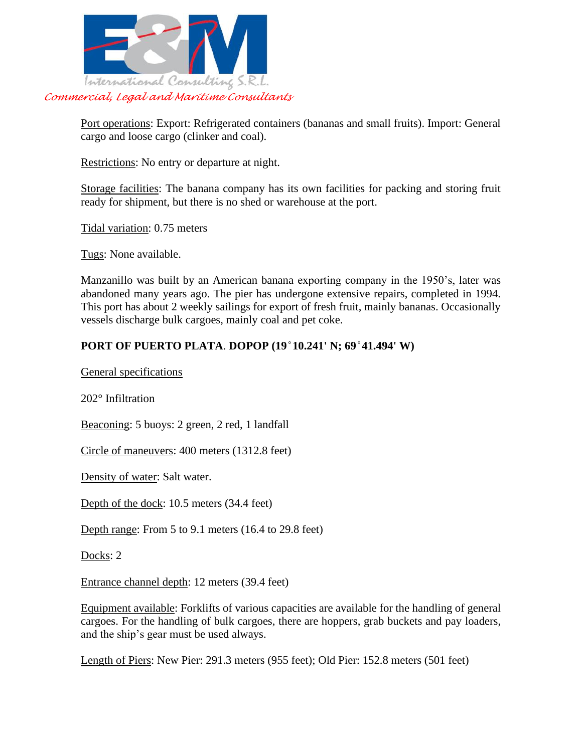Port operations: Export: Refrigerated containers (bananas and small fruits). Import: General cargo and loose cargo (clinker and coal).

Restrictions: No entry or departure at night.

Storage facilities: The banana company has its own facilities for packing and storing fruit ready for shipment, but there is no shed or warehouse at the port.

Tidal variation: 0.75 meters

Tugs: None available.

Manzanillo was built by an American banana exporting company in the 1950's, later was abandoned many years ago. The pier has undergone extensive repairs, completed in 1994. This port has about 2 weekly sailings for export of fresh fruit, mainly bananas. Occasionally vessels discharge bulk cargoes, mainly coal and pet coke.

**PORT OF PUERTO PLATA. DOPOP (19˚10.241' N; 69˚41.494' W)**

General specifications

202° Infiltration

Beaconing: 5 buoys: 2 green, 2 red, 1 landfall

Circle of maneuvers: 400 meters (1312.8 feet)

Density of water: Salt water.

Depth of the dock: 10.5 meters (34.4 feet)

Depth range: From 5 to 9.1 meters (16.4 to 29.8 feet)

Docks: 2

Entrance channel depth: 12 meters (39.4 feet)

Equipment available: Forklifts of various capacities are available for the handling of general cargoes. For the handling of bulk cargoes, there are hoppers, grab buckets and pay loaders, and the ship's gear must be used always.

Length of Piers: New Pier: 291.3 meters (955 feet); Old Pier: 152.8 meters (501 feet)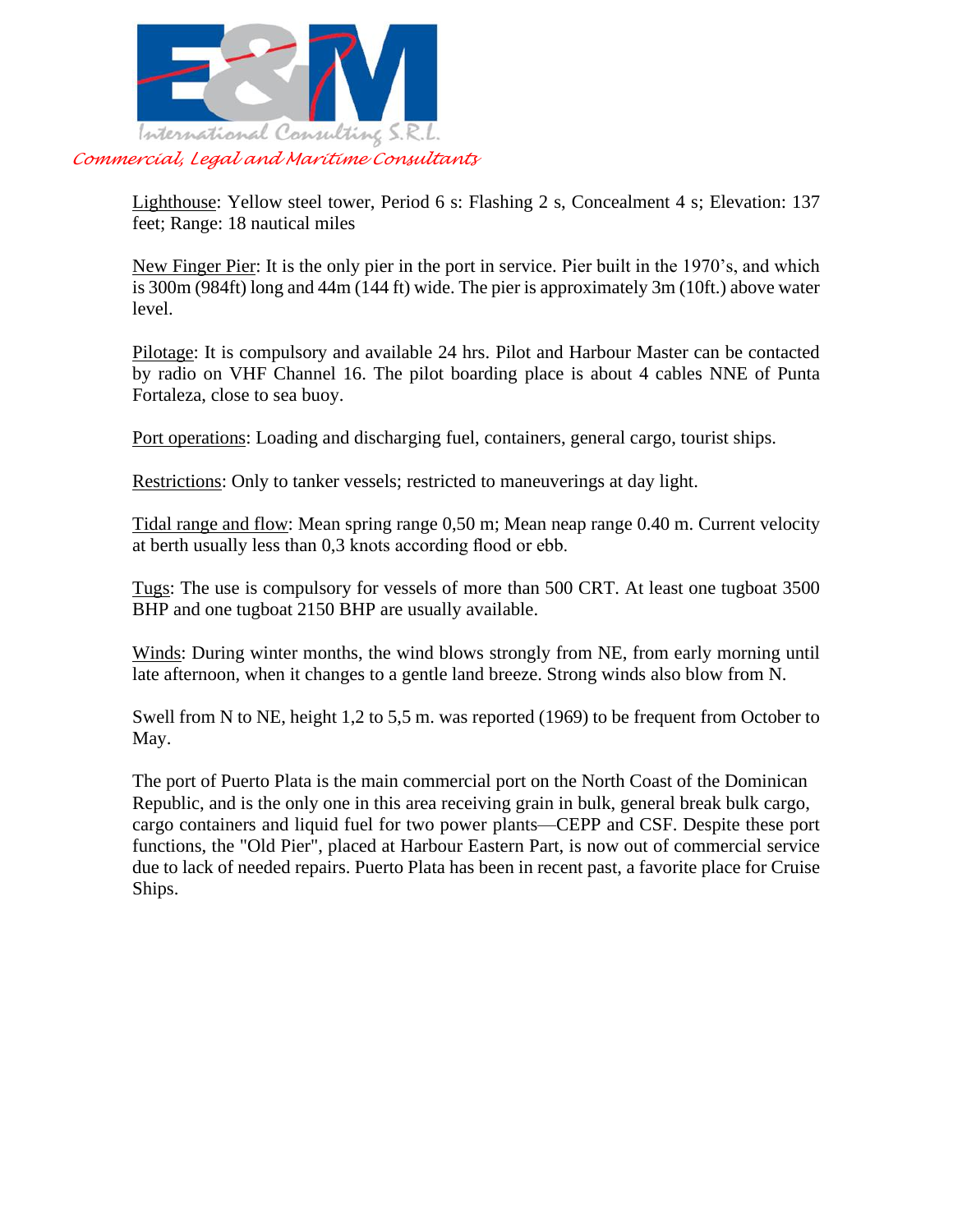Lighthouse: Yellow steel tower, Period 6 s: Flashing 2 s, Concealment 4 s; Elevation: 137 feet; Range: 18 nautical miles

New Finger Pier: It is the only pier in the port in service. Pier built in the 1970's, and which is 300m (984ft) long and 44m (144 ft) wide. The pier is approximately 3m (10ft.) above water level.

Pilotage: It is compulsory and available 24 hrs. Pilot and Harbour Master can be contacted by radio on VHF Channel 16. The pilot boarding place is about 4 cables NNE of Punta Fortaleza, close to sea buoy.

Port operations: Loading and discharging fuel, containers, general cargo, tourist ships.

Restrictions: Only to tanker vessels; restricted to maneuverings at day light.

Tidal range and flow: Mean spring range 0,50 m; Mean neap range 0.40 m. Current velocity at berth usually less than 0,3 knots according flood or ebb.

Tugs: The use is compulsory for vessels of more than 500 CRT. At least one tugboat 3500 BHP and one tugboat 2150 BHP are usually available.

Winds: During winter months, the wind blows strongly from NE, from early morning until late afternoon, when it changes to a gentle land breeze. Strong winds also blow from N.

Swell from N to NE, height 1,2 to 5,5 m. was reported (1969) to be frequent from October to May.

The port of Puerto Plata is the main commercial port on the North Coast of the Dominican Republic, and is the only one in this area receiving grain in bulk, general break bulk cargo, cargo containers and liquid fuel for two power plants—CEPP and CSF. Despite these port functions, the "Old Pier", placed at Harbour Eastern Part, is now out of commercial service due to lack of needed repairs. Puerto Plata has been in recent past, a favorite place for Cruise Ships.